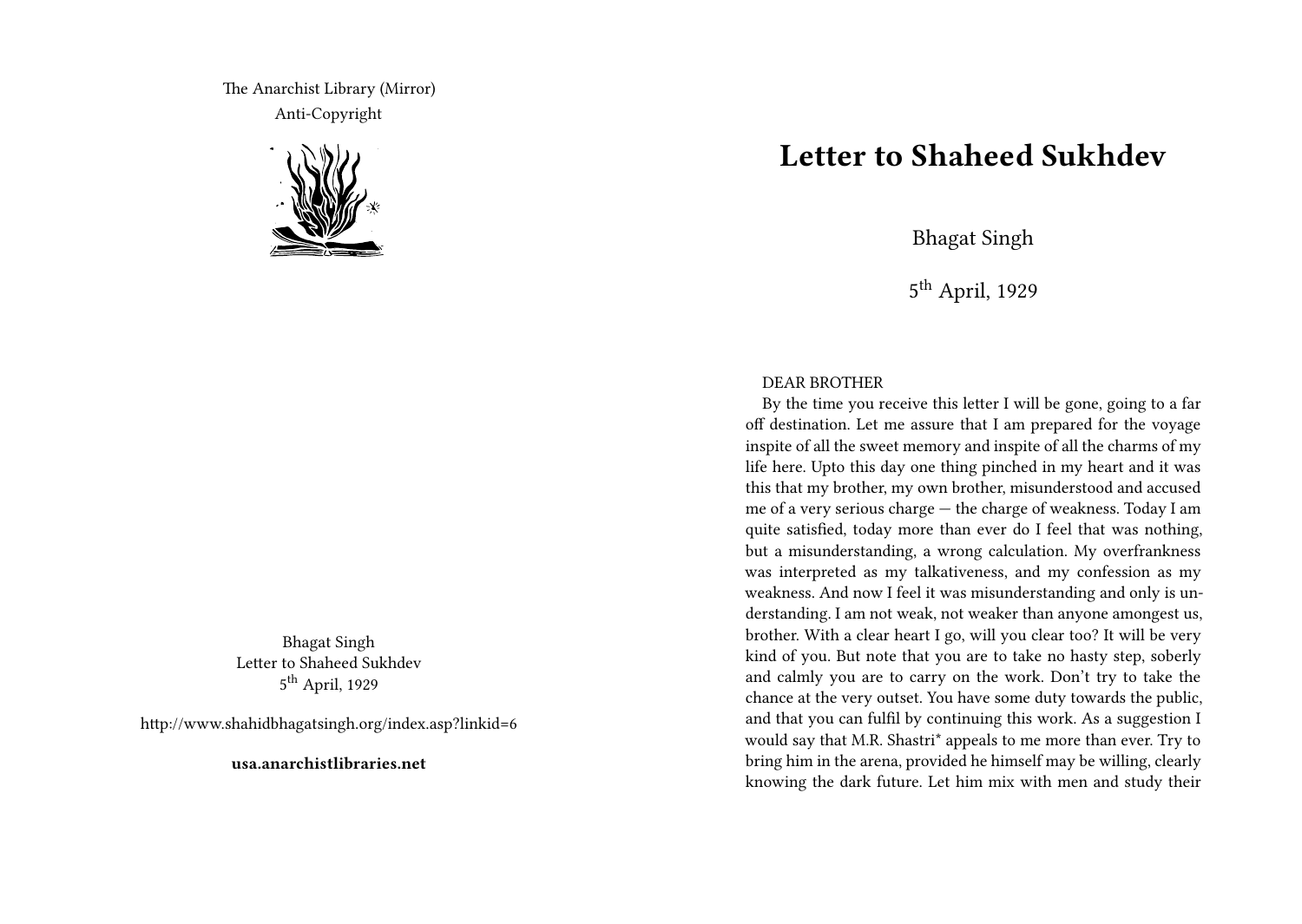The Anarchist Library (Mirror)
Anti-Copyright

Bhagat Singh
Letter to Shaheed Sukhdev
5th April, 1929

http://www.shahidbhagatsingh.org/index.asp?linkid=6

**usa.anarchistlibraries.net**

# Letter to Shaheed Sukhdev

Bhagat Singh

5th April, 1929

DEAR BROTHER

By the time you receive this letter I will be gone, going to a far off destination. Let me assure that I am prepared for the voyage inspite of all the sweet memory and inspite of all the charms of my life here. Upto this day one thing pinched in my heart and it was this that my brother, my own brother, misunderstood and accused me of a very serious charge — the charge of weakness. Today I am quite satisfied, today more than ever do I feel that was nothing, but a misunderstanding, a wrong calculation. My overfrankness was interpreted as my talkativeness, and my confession as my weakness. And now I feel it was misunderstanding and only is understanding. I am not weak, not weaker than anyone amongest us, brother. With a clear heart I go, will you clear too? It will be very kind of you. But note that you are to take no hasty step, soberly and calmly you are to carry on the work. Don't try to take the chance at the very outset. You have some duty towards the public, and that you can fulfil by continuing this work. As a suggestion I would say that M.R. Shastri* appeals to me more than ever. Try to bring him in the arena, provided he himself may be willing, clearly knowing the dark future. Let him mix with men and study their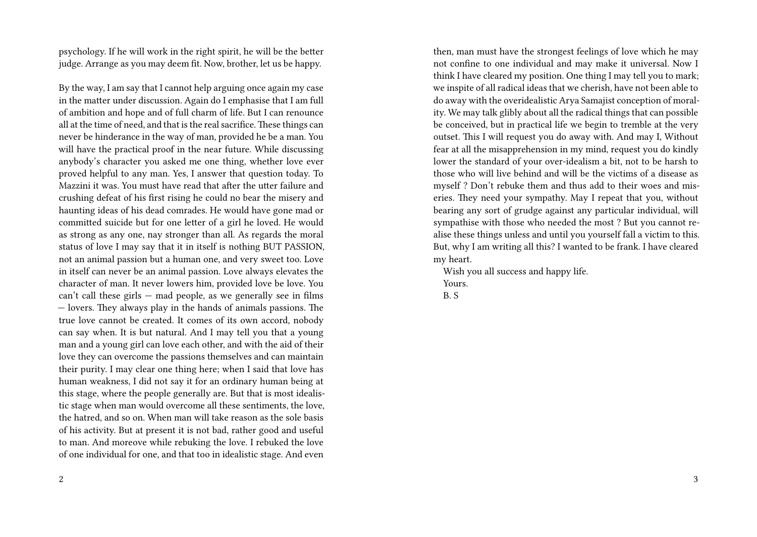psychology. If he will work in the right spirit, he will be the better judge. Arrange as you may deem fit. Now, brother, let us be happy.

By the way, I am say that I cannot help arguing once again my case in the matter under discussion. Again do I emphasise that I am full of ambition and hope and of full charm of life. But I can renounce all at the time of need, and that is the real sacrifice. These things can never be hinderance in the way of man, provided he be a man. You will have the practical proof in the near future. While discussing anybody's character you asked me one thing, whether love ever proved helpful to any man. Yes, I answer that question today. To Mazzini it was. You must have read that after the utter failure and crushing defeat of his first rising he could no bear the misery and haunting ideas of his dead comrades. He would have gone mad or committed suicide but for one letter of a girl he loved. He would as strong as any one, nay stronger than all. As regards the moral status of love I may say that it in itself is nothing BUT PASSION, not an animal passion but a human one, and very sweet too. Love in itself can never be an animal passion. Love always elevates the character of man. It never lowers him, provided love be love. You can't call these girls — mad people, as we generally see in films — lovers. They always play in the hands of animals passions. The true love cannot be created. It comes of its own accord, nobody can say when. It is but natural. And I may tell you that a young man and a young girl can love each other, and with the aid of their love they can overcome the passions themselves and can maintain their purity. I may clear one thing here; when I said that love has human weakness, I did not say it for an ordinary human being at this stage, where the people generally are. But that is most idealistic stage when man would overcome all these sentiments, the love, the hatred, and so on. When man will take reason as the sole basis of his activity. But at present it is not bad, rather good and useful to man. And moreove while rebuking the love. I rebuked the love of one individual for one, and that too in idealistic stage. And even then, man must have the strongest feelings of love which he may not confine to one individual and may make it universal. Now I think I have cleared my position. One thing I may tell you to mark; we inspite of all radical ideas that we cherish, have not been able to do away with the overidealistic Arya Samajist conception of morality. We may talk glibly about all the radical things that can possible be conceived, but in practical life we begin to tremble at the very outset. This I will request you do away with. And may I, Without fear at all the misapprehension in my mind, request you do kindly lower the standard of your over-idealism a bit, not to be harsh to those who will live behind and will be the victims of a disease as myself ? Don't rebuke them and thus add to their woes and miseries. They need your sympathy. May I repeat that you, without bearing any sort of grudge against any particular individual, will sympathise with those who needed the most ? But you cannot realise these things unless and until you yourself fall a victim to this. But, why I am writing all this? I wanted to be frank. I have cleared my heart.

Wish you all success and happy life.

Yours.

B. S